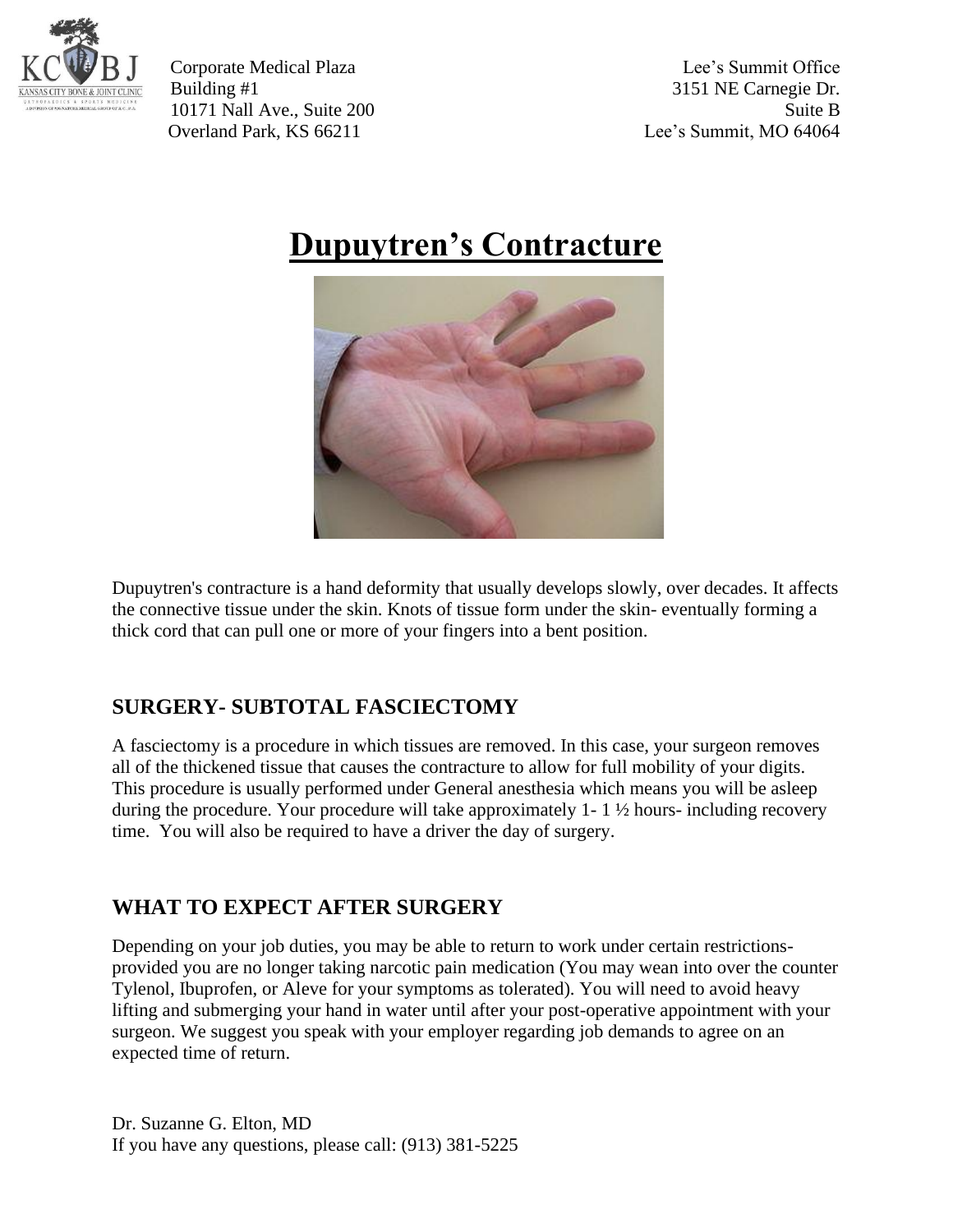Corporate Medical Plaza
Building #1
10171 Nall Ave., Suite 200
Overland Park, KS 66211

Lee's Summit Office
3151 NE Carnegie Dr.
Suite B
Lee's Summit, MO 64064

# Dupuytren's Contracture

Dupuytren's contracture is a hand deformity that usually develops slowly, over decades. It affects the connective tissue under the skin. Knots of tissue form under the skin- eventually forming a thick cord that can pull one or more of your fingers into a bent position.

## SURGERY- SUBTOTAL FASCIECTOMY

A fasciectomy is a procedure in which tissues are removed. In this case, your surgeon removes all of the thickened tissue that causes the contracture to allow for full mobility of your digits. This procedure is usually performed under General anesthesia which means you will be asleep during the procedure. Your procedure will take approximately 1- 1 ½ hours- including recovery time. You will also be required to have a driver the day of surgery.

## WHAT TO EXPECT AFTER SURGERY

Depending on your job duties, you may be able to return to work under certain restrictions- provided you are no longer taking narcotic pain medication (You may wean into over the counter Tylenol, Ibuprofen, or Aleve for your symptoms as tolerated). You will need to avoid heavy lifting and submerging your hand in water until after your post-operative appointment with your surgeon. We suggest you speak with your employer regarding job demands to agree on an expected time of return.

Dr. Suzanne G. Elton, MD
If you have any questions, please call: (913) 381-5225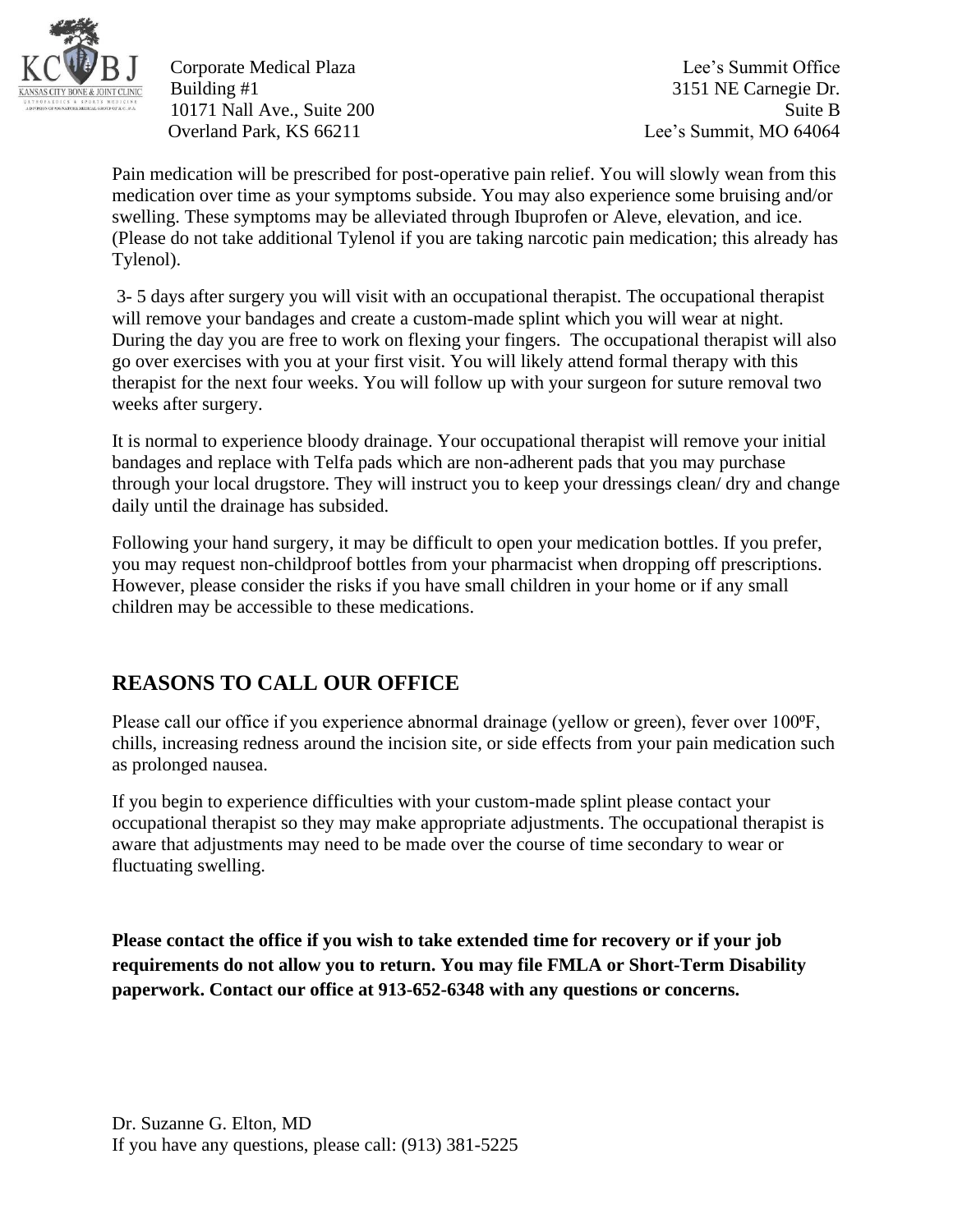Corporate Medical Plaza
Building #1
10171 Nall Ave., Suite 200
Overland Park, KS 66211

Lee's Summit Office
3151 NE Carnegie Dr.
Suite B
Lee's Summit, MO 64064

Pain medication will be prescribed for post-operative pain relief. You will slowly wean from this medication over time as your symptoms subside. You may also experience some bruising and/or swelling. These symptoms may be alleviated through Ibuprofen or Aleve, elevation, and ice. (Please do not take additional Tylenol if you are taking narcotic pain medication; this already has Tylenol).

3- 5 days after surgery you will visit with an occupational therapist. The occupational therapist will remove your bandages and create a custom-made splint which you will wear at night. During the day you are free to work on flexing your fingers. The occupational therapist will also go over exercises with you at your first visit. You will likely attend formal therapy with this therapist for the next four weeks. You will follow up with your surgeon for suture removal two weeks after surgery.

It is normal to experience bloody drainage. Your occupational therapist will remove your initial bandages and replace with Telfa pads which are non-adherent pads that you may purchase through your local drugstore. They will instruct you to keep your dressings clean/ dry and change daily until the drainage has subsided.

Following your hand surgery, it may be difficult to open your medication bottles. If you prefer, you may request non-childproof bottles from your pharmacist when dropping off prescriptions. However, please consider the risks if you have small children in your home or if any small children may be accessible to these medications.

## REASONS TO CALL OUR OFFICE

Please call our office if you experience abnormal drainage (yellow or green), fever over 100ºF, chills, increasing redness around the incision site, or side effects from your pain medication such as prolonged nausea.

If you begin to experience difficulties with your custom-made splint please contact your occupational therapist so they may make appropriate adjustments. The occupational therapist is aware that adjustments may need to be made over the course of time secondary to wear or fluctuating swelling.

**Please contact the office if you wish to take extended time for recovery or if your job requirements do not allow you to return. You may file FMLA or Short-Term Disability paperwork. Contact our office at 913-652-6348 with any questions or concerns.**

Dr. Suzanne G. Elton, MD
If you have any questions, please call: (913) 381-5225